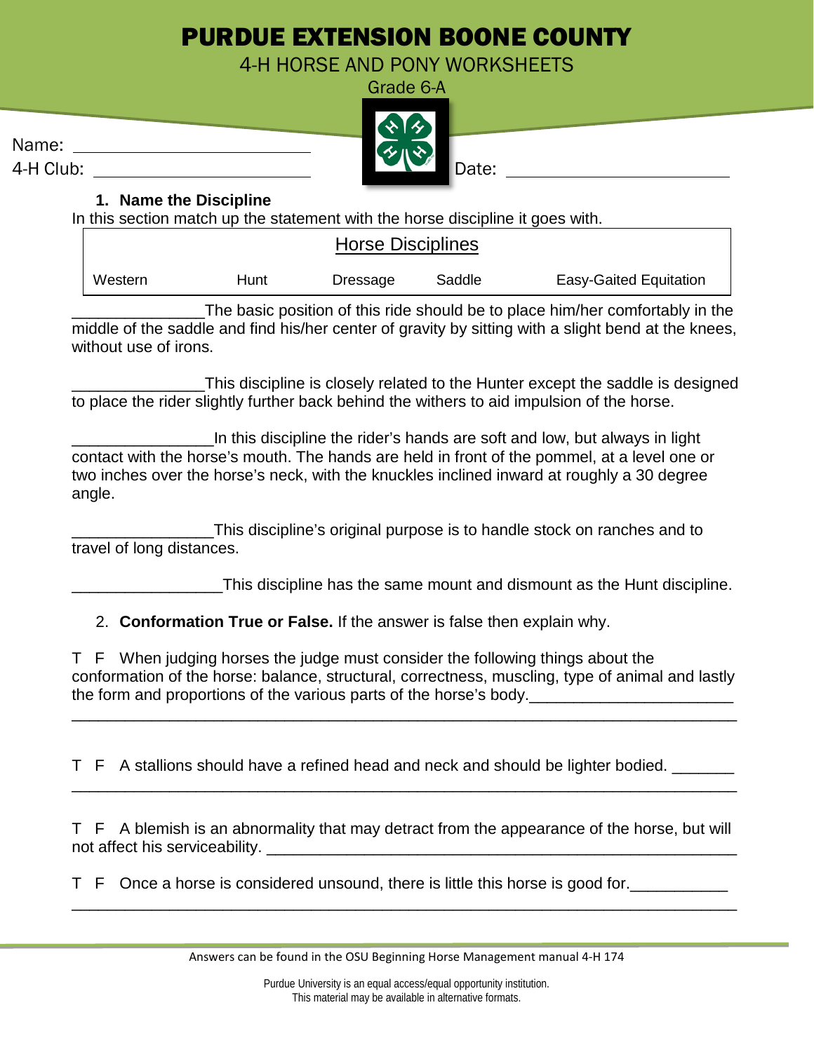# PURDUE EXTENSION BOONE COUNTY

## 4-H HORSE AND PONY WORKSHEETS

Grade 6-A

Name: ______________________

4-H Club: ______________________

Date: ______________________

### 1. Name the Discipline

In this section match up the statement with the horse discipline it goes with.

| Horse Disciplines | | | | |
|---|---|---|---|---|
| Western | Hunt | Dressage | Saddle | Easy-Gaited Equitation |

_______________The basic position of this ride should be to place him/her comfortably in the middle of the saddle and find his/her center of gravity by sitting with a slight bend at the knees, without use of irons.

_______________This discipline is closely related to the Hunter except the saddle is designed to place the rider slightly further back behind the withers to aid impulsion of the horse.

________________In this discipline the rider's hands are soft and low, but always in light contact with the horse's mouth. The hands are held in front of the pommel, at a level one or two inches over the horse's neck, with the knuckles inclined inward at roughly a 30 degree angle.

________________This discipline's original purpose is to handle stock on ranches and to travel of long distances.

_________________This discipline has the same mount and dismount as the Hunt discipline.

### 2. **Conformation True or False.** If the answer is false then explain why.

T F When judging horses the judge must consider the following things about the conformation of the horse: balance, structural, correctness, muscling, type of animal and lastly the form and proportions of the various parts of the horse's body._______________________
_____________________________________________________________________________

T F A stallions should have a refined head and neck and should be lighter bodied. _______
_____________________________________________________________________________

T F A blemish is an abnormality that may detract from the appearance of the horse, but will not affect his serviceability. _______________________________________________________

T F Once a horse is considered unsound, there is little this horse is good for.___________
_____________________________________________________________________________

Answers can be found in the OSU Beginning Horse Management manual 4-H 174

Purdue University is an equal access/equal opportunity institution.
This material may be available in alternative formats.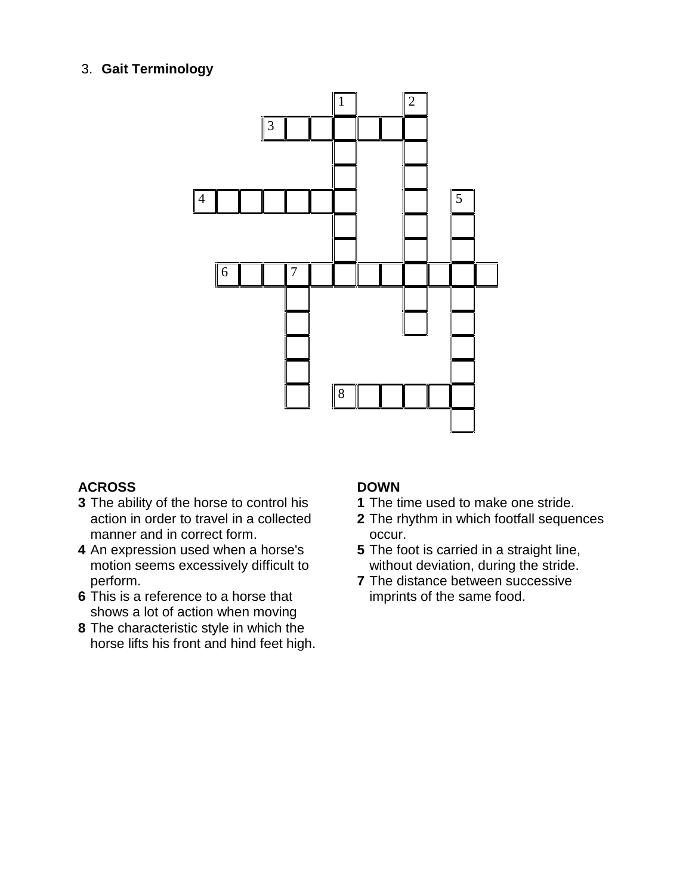3. **Gait Terminology**

1 2 3 4 5 6 7 8

**ACROSS**

**3** The ability of the horse to control his action in order to travel in a collected manner and in correct form.

**4** An expression used when a horse's motion seems excessively difficult to perform.

**6** This is a reference to a horse that shows a lot of action when moving

**8** The characteristic style in which the horse lifts his front and hind feet high.

**DOWN**

**1** The time used to make one stride.

**2** The rhythm in which footfall sequences occur.

**5** The foot is carried in a straight line, without deviation, during the stride.

**7** The distance between successive imprints of the same food.